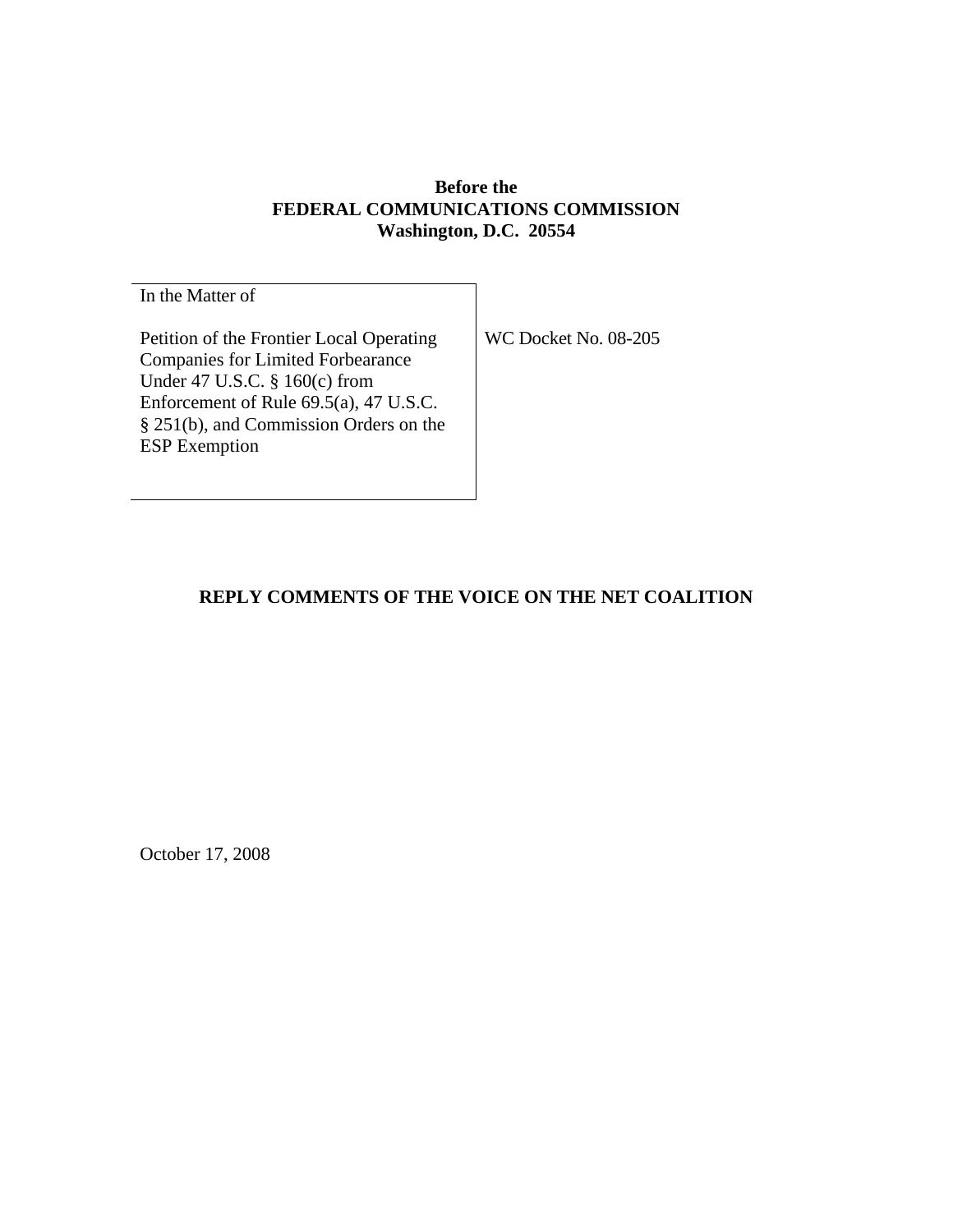**Before the**
**FEDERAL COMMUNICATIONS COMMISSION**
**Washington, D.C. 20554**

| In the Matter of<br><br>Petition of the Frontier Local Operating Companies for Limited Forbearance Under 47 U.S.C. § 160(c) from Enforcement of Rule 69.5(a), 47 U.S.C. § 251(b), and Commission Orders on the ESP Exemption | WC Docket No. 08-205 |
|---|---|

**REPLY COMMENTS OF THE VOICE ON THE NET COALITION**

October 17, 2008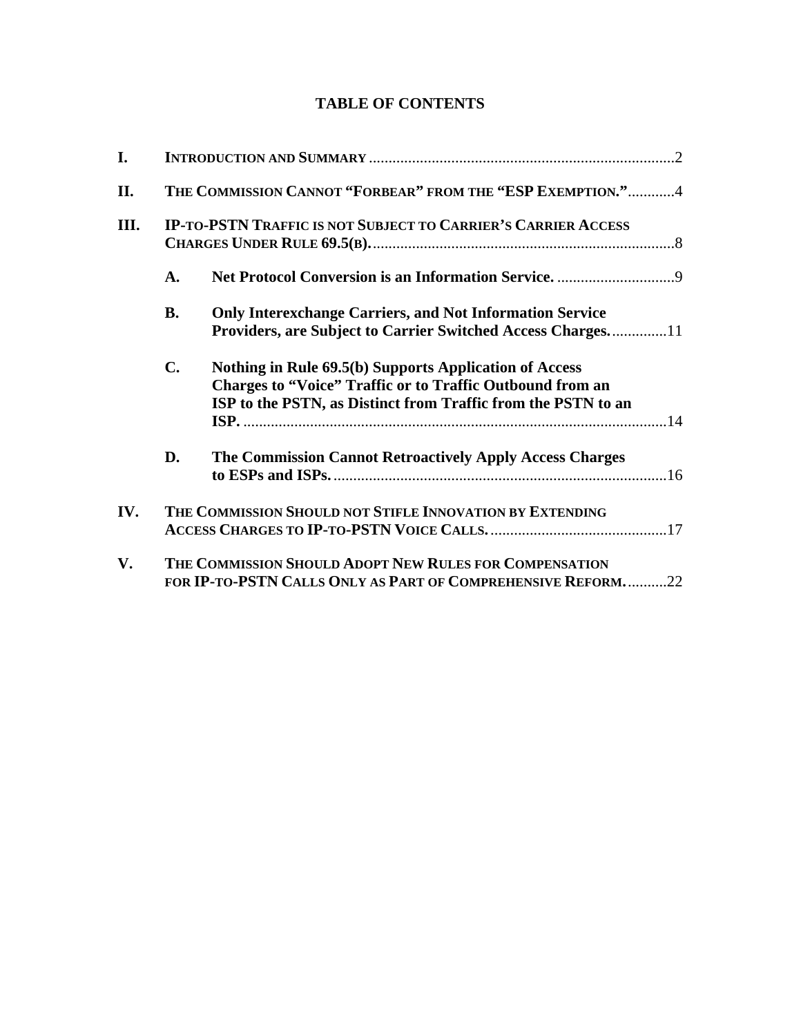# TABLE OF CONTENTS

| | | |
|---|---|---|
| **I.** | **Introduction and Summary** | 2 |
| **II.** | **The Commission Cannot "Forbear" from the "ESP Exemption."** | 4 |
| **III.** | **IP-to-PSTN Traffic is not Subject to Carrier's Carrier Access Charges Under Rule 69.5(b).** | 8 |
| | **A. Net Protocol Conversion is an Information Service.** | 9 |
| | **B. Only Interexchange Carriers, and Not Information Service Providers, are Subject to Carrier Switched Access Charges.** | 11 |
| | **C. Nothing in Rule 69.5(b) Supports Application of Access Charges to "Voice" Traffic or to Traffic Outbound from an ISP to the PSTN, as Distinct from Traffic from the PSTN to an ISP.** | 14 |
| | **D. The Commission Cannot Retroactively Apply Access Charges to ESPs and ISPs.** | 16 |
| **IV.** | **The Commission Should not Stifle Innovation by Extending Access Charges to IP-to-PSTN Voice Calls.** | 17 |
| **V.** | **The Commission Should Adopt New Rules for Compensation for IP-to-PSTN Calls Only as Part of Comprehensive Reform.** | 22 |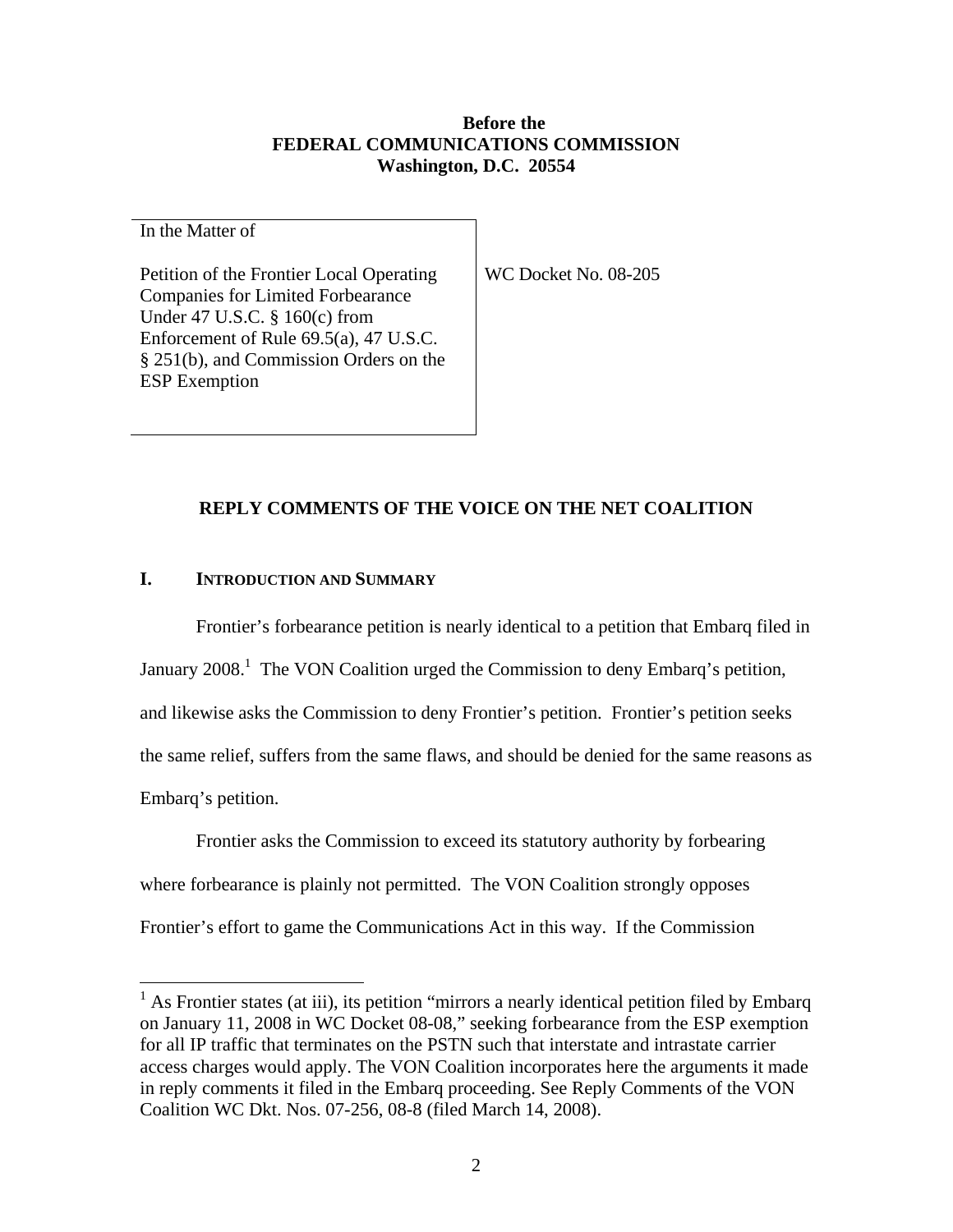**Before the**
**FEDERAL COMMUNICATIONS COMMISSION**
**Washington, D.C. 20554**

| In the Matter of<br><br>Petition of the Frontier Local Operating Companies for Limited Forbearance Under 47 U.S.C. § 160(c) from Enforcement of Rule 69.5(a), 47 U.S.C. § 251(b), and Commission Orders on the ESP Exemption | WC Docket No. 08-205 |
|---|---|

## REPLY COMMENTS OF THE VOICE ON THE NET COALITION

### I. INTRODUCTION AND SUMMARY

Frontier's forbearance petition is nearly identical to a petition that Embarq filed in January 2008.[1] The VON Coalition urged the Commission to deny Embarq's petition, and likewise asks the Commission to deny Frontier's petition. Frontier's petition seeks the same relief, suffers from the same flaws, and should be denied for the same reasons as Embarq's petition.

Frontier asks the Commission to exceed its statutory authority by forbearing where forbearance is plainly not permitted. The VON Coalition strongly opposes Frontier's effort to game the Communications Act in this way. If the Commission

---

[1] As Frontier states (at iii), its petition "mirrors a nearly identical petition filed by Embarq on January 11, 2008 in WC Docket 08-08," seeking forbearance from the ESP exemption for all IP traffic that terminates on the PSTN such that interstate and intrastate carrier access charges would apply. The VON Coalition incorporates here the arguments it made in reply comments it filed in the Embarq proceeding. See Reply Comments of the VON Coalition WC Dkt. Nos. 07-256, 08-8 (filed March 14, 2008).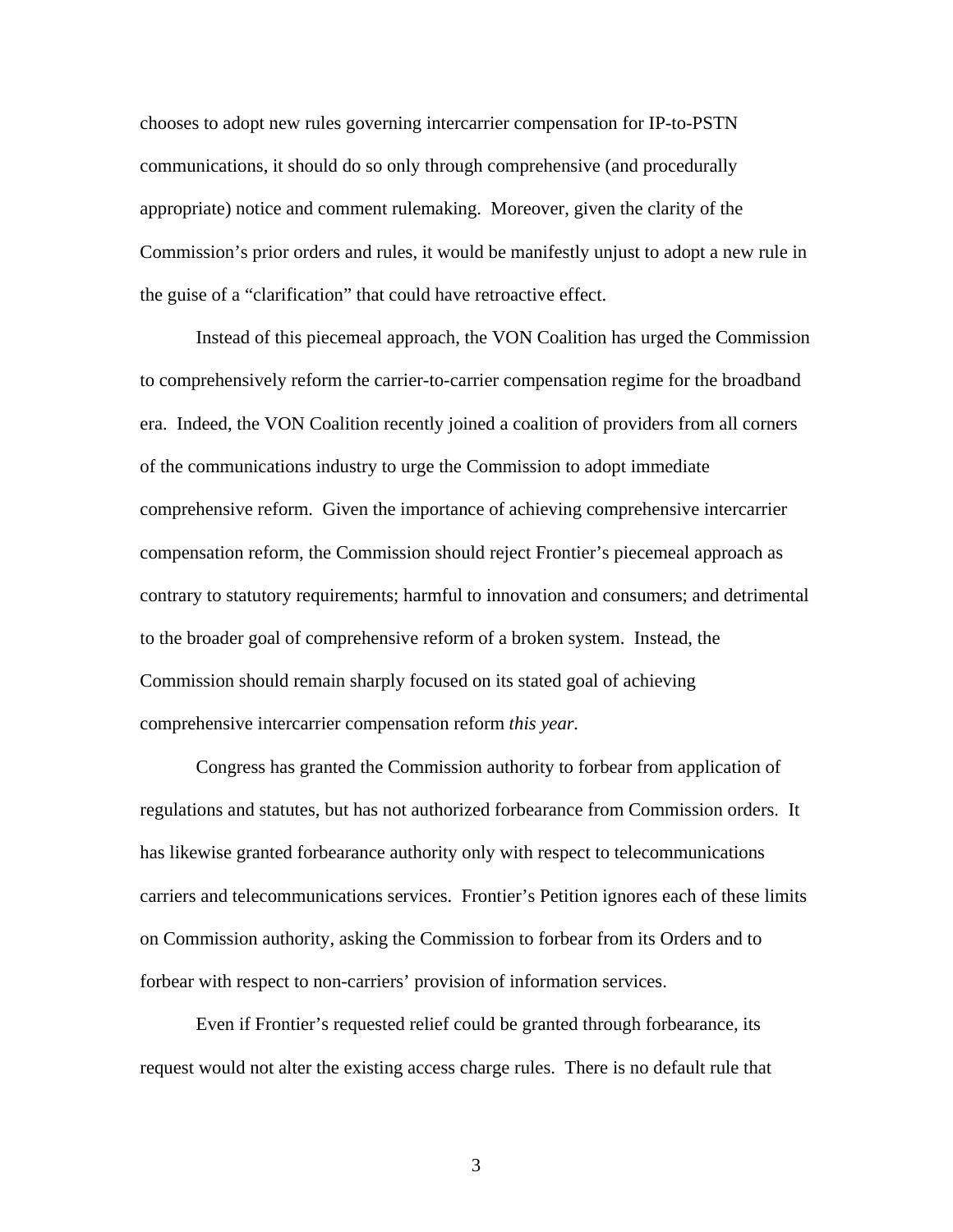chooses to adopt new rules governing intercarrier compensation for IP-to-PSTN communications, it should do so only through comprehensive (and procedurally appropriate) notice and comment rulemaking. Moreover, given the clarity of the Commission's prior orders and rules, it would be manifestly unjust to adopt a new rule in the guise of a "clarification" that could have retroactive effect.

Instead of this piecemeal approach, the VON Coalition has urged the Commission to comprehensively reform the carrier-to-carrier compensation regime for the broadband era. Indeed, the VON Coalition recently joined a coalition of providers from all corners of the communications industry to urge the Commission to adopt immediate comprehensive reform. Given the importance of achieving comprehensive intercarrier compensation reform, the Commission should reject Frontier's piecemeal approach as contrary to statutory requirements; harmful to innovation and consumers; and detrimental to the broader goal of comprehensive reform of a broken system. Instead, the Commission should remain sharply focused on its stated goal of achieving comprehensive intercarrier compensation reform *this year*.

Congress has granted the Commission authority to forbear from application of regulations and statutes, but has not authorized forbearance from Commission orders. It has likewise granted forbearance authority only with respect to telecommunications carriers and telecommunications services. Frontier's Petition ignores each of these limits on Commission authority, asking the Commission to forbear from its Orders and to forbear with respect to non-carriers' provision of information services.

Even if Frontier's requested relief could be granted through forbearance, its request would not alter the existing access charge rules. There is no default rule that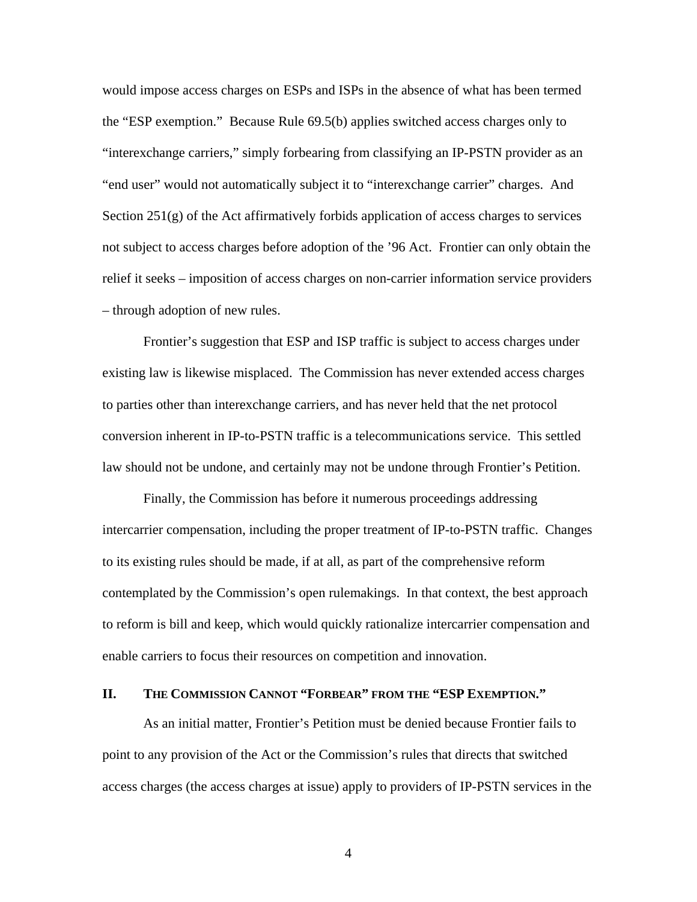would impose access charges on ESPs and ISPs in the absence of what has been termed the "ESP exemption." Because Rule 69.5(b) applies switched access charges only to "interexchange carriers," simply forbearing from classifying an IP-PSTN provider as an "end user" would not automatically subject it to "interexchange carrier" charges. And Section 251(g) of the Act affirmatively forbids application of access charges to services not subject to access charges before adoption of the '96 Act. Frontier can only obtain the relief it seeks – imposition of access charges on non-carrier information service providers – through adoption of new rules.

Frontier's suggestion that ESP and ISP traffic is subject to access charges under existing law is likewise misplaced. The Commission has never extended access charges to parties other than interexchange carriers, and has never held that the net protocol conversion inherent in IP-to-PSTN traffic is a telecommunications service. This settled law should not be undone, and certainly may not be undone through Frontier's Petition.

Finally, the Commission has before it numerous proceedings addressing intercarrier compensation, including the proper treatment of IP-to-PSTN traffic. Changes to its existing rules should be made, if at all, as part of the comprehensive reform contemplated by the Commission's open rulemakings. In that context, the best approach to reform is bill and keep, which would quickly rationalize intercarrier compensation and enable carriers to focus their resources on competition and innovation.

## II. THE COMMISSION CANNOT "FORBEAR" FROM THE "ESP EXEMPTION."

As an initial matter, Frontier's Petition must be denied because Frontier fails to point to any provision of the Act or the Commission's rules that directs that switched access charges (the access charges at issue) apply to providers of IP-PSTN services in the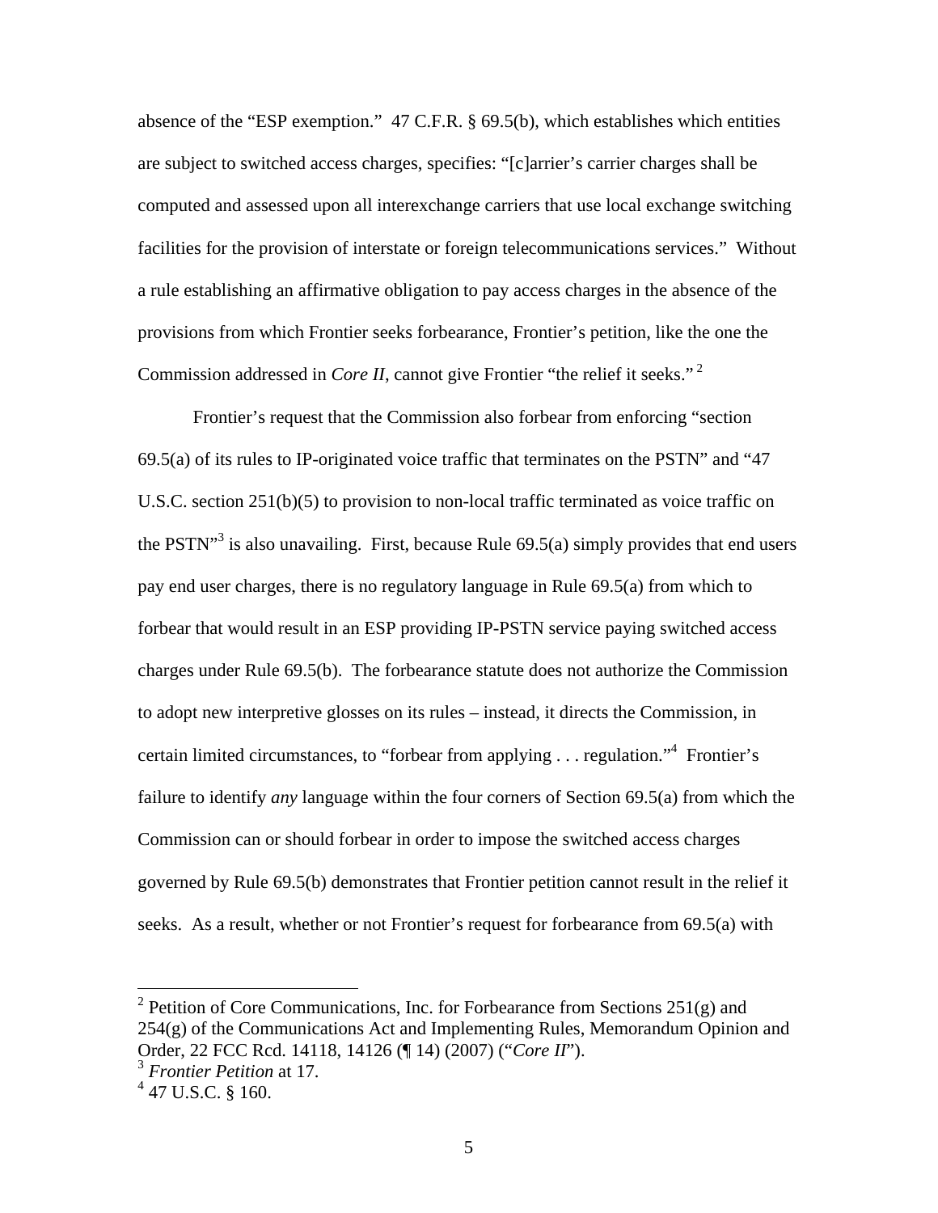absence of the "ESP exemption." 47 C.F.R. § 69.5(b), which establishes which entities are subject to switched access charges, specifies: "[c]arrier's carrier charges shall be computed and assessed upon all interexchange carriers that use local exchange switching facilities for the provision of interstate or foreign telecommunications services." Without a rule establishing an affirmative obligation to pay access charges in the absence of the provisions from which Frontier seeks forbearance, Frontier's petition, like the one the Commission addressed in *Core II*, cannot give Frontier "the relief it seeks." [2]

Frontier's request that the Commission also forbear from enforcing "section 69.5(a) of its rules to IP-originated voice traffic that terminates on the PSTN" and "47 U.S.C. section 251(b)(5) to provision to non-local traffic terminated as voice traffic on the PSTN"[3] is also unavailing. First, because Rule 69.5(a) simply provides that end users pay end user charges, there is no regulatory language in Rule 69.5(a) from which to forbear that would result in an ESP providing IP-PSTN service paying switched access charges under Rule 69.5(b). The forbearance statute does not authorize the Commission to adopt new interpretive glosses on its rules – instead, it directs the Commission, in certain limited circumstances, to "forbear from applying . . . regulation."[4] Frontier's failure to identify *any* language within the four corners of Section 69.5(a) from which the Commission can or should forbear in order to impose the switched access charges governed by Rule 69.5(b) demonstrates that Frontier petition cannot result in the relief it seeks. As a result, whether or not Frontier's request for forbearance from 69.5(a) with

---

[2] Petition of Core Communications, Inc. for Forbearance from Sections 251(g) and 254(g) of the Communications Act and Implementing Rules, Memorandum Opinion and Order, 22 FCC Rcd. 14118, 14126 (¶ 14) (2007) ("*Core II*").

[3] *Frontier Petition* at 17.

[4] 47 U.S.C. § 160.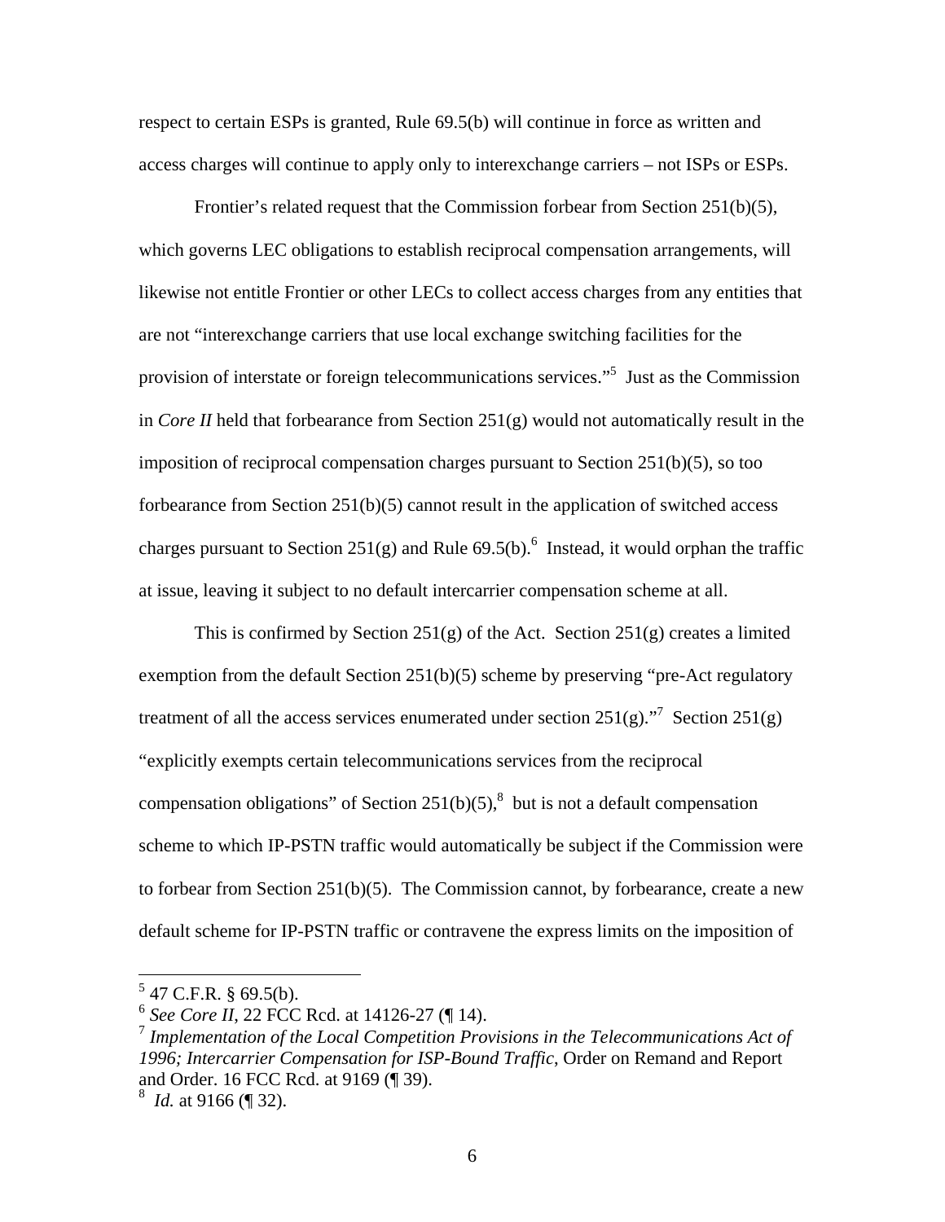respect to certain ESPs is granted, Rule 69.5(b) will continue in force as written and access charges will continue to apply only to interexchange carriers – not ISPs or ESPs.

Frontier's related request that the Commission forbear from Section 251(b)(5), which governs LEC obligations to establish reciprocal compensation arrangements, will likewise not entitle Frontier or other LECs to collect access charges from any entities that are not "interexchange carriers that use local exchange switching facilities for the provision of interstate or foreign telecommunications services."[5] Just as the Commission in *Core II* held that forbearance from Section 251(g) would not automatically result in the imposition of reciprocal compensation charges pursuant to Section 251(b)(5), so too forbearance from Section 251(b)(5) cannot result in the application of switched access charges pursuant to Section 251(g) and Rule 69.5(b).[6] Instead, it would orphan the traffic at issue, leaving it subject to no default intercarrier compensation scheme at all.

This is confirmed by Section 251(g) of the Act. Section 251(g) creates a limited exemption from the default Section 251(b)(5) scheme by preserving "pre-Act regulatory treatment of all the access services enumerated under section 251(g)."[7] Section 251(g) "explicitly exempts certain telecommunications services from the reciprocal compensation obligations" of Section 251(b)(5),[8] but is not a default compensation scheme to which IP-PSTN traffic would automatically be subject if the Commission were to forbear from Section 251(b)(5). The Commission cannot, by forbearance, create a new default scheme for IP-PSTN traffic or contravene the express limits on the imposition of

---

[5] 47 C.F.R. § 69.5(b).

[6] *See Core II*, 22 FCC Rcd. at 14126-27 (¶ 14).

[7] *Implementation of the Local Competition Provisions in the Telecommunications Act of 1996; Intercarrier Compensation for ISP-Bound Traffic*, Order on Remand and Report and Order. 16 FCC Rcd. at 9169 (¶ 39).

[8] *Id.* at 9166 (¶ 32).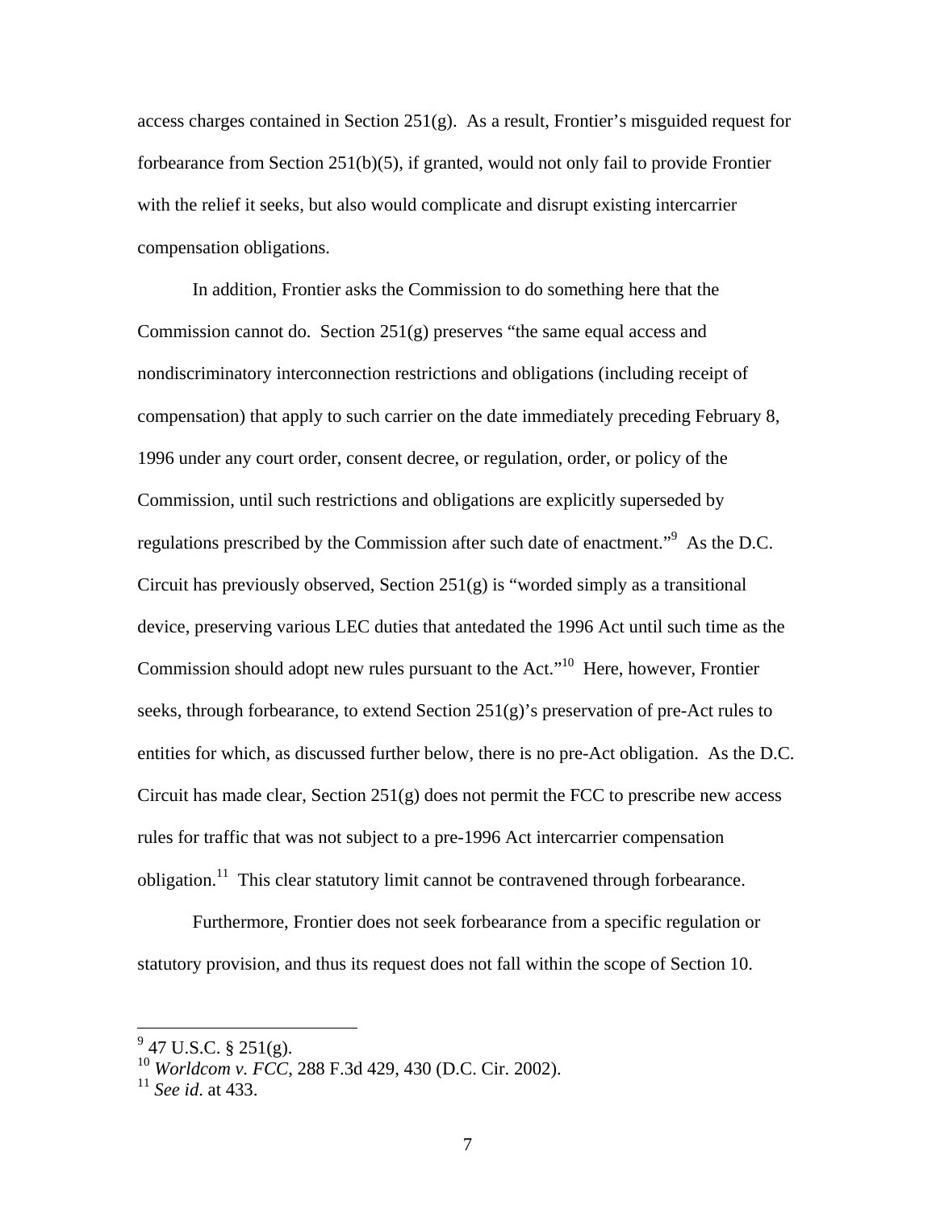access charges contained in Section 251(g). As a result, Frontier's misguided request for forbearance from Section 251(b)(5), if granted, would not only fail to provide Frontier with the relief it seeks, but also would complicate and disrupt existing intercarrier compensation obligations.

In addition, Frontier asks the Commission to do something here that the Commission cannot do. Section 251(g) preserves "the same equal access and nondiscriminatory interconnection restrictions and obligations (including receipt of compensation) that apply to such carrier on the date immediately preceding February 8, 1996 under any court order, consent decree, or regulation, order, or policy of the Commission, until such restrictions and obligations are explicitly superseded by regulations prescribed by the Commission after such date of enactment."[9] As the D.C. Circuit has previously observed, Section 251(g) is "worded simply as a transitional device, preserving various LEC duties that antedated the 1996 Act until such time as the Commission should adopt new rules pursuant to the Act."[10] Here, however, Frontier seeks, through forbearance, to extend Section 251(g)'s preservation of pre-Act rules to entities for which, as discussed further below, there is no pre-Act obligation. As the D.C. Circuit has made clear, Section 251(g) does not permit the FCC to prescribe new access rules for traffic that was not subject to a pre-1996 Act intercarrier compensation obligation.[11] This clear statutory limit cannot be contravened through forbearance.

Furthermore, Frontier does not seek forbearance from a specific regulation or statutory provision, and thus its request does not fall within the scope of Section 10.

---

[9] 47 U.S.C. § 251(g).

[10] *Worldcom v. FCC*, 288 F.3d 429, 430 (D.C. Cir. 2002).

[11] *See id*. at 433.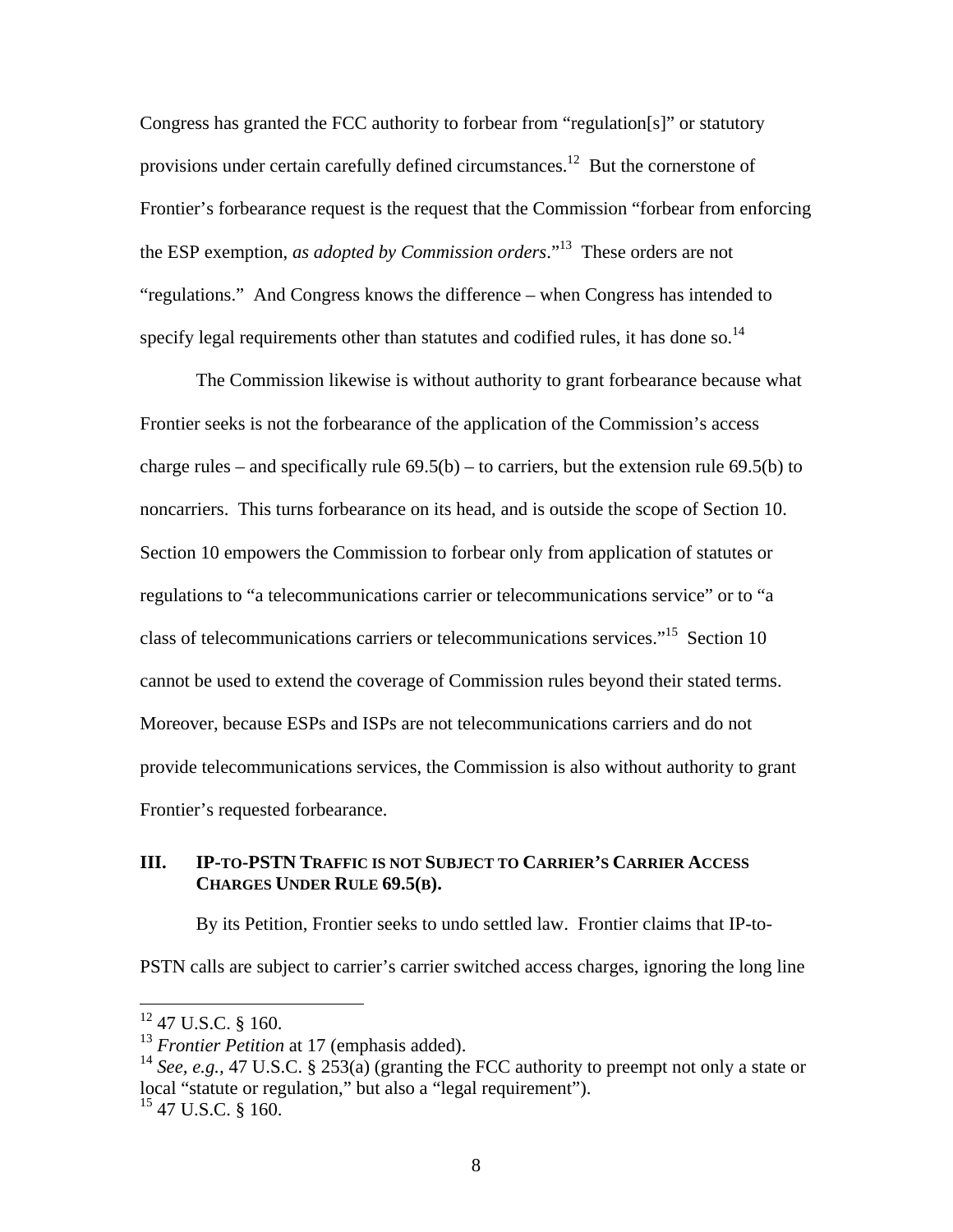Congress has granted the FCC authority to forbear from "regulation[s]" or statutory provisions under certain carefully defined circumstances.[12] But the cornerstone of Frontier's forbearance request is the request that the Commission "forbear from enforcing the ESP exemption, *as adopted by Commission orders*."[13] These orders are not "regulations." And Congress knows the difference – when Congress has intended to specify legal requirements other than statutes and codified rules, it has done so.[14]

The Commission likewise is without authority to grant forbearance because what Frontier seeks is not the forbearance of the application of the Commission's access charge rules – and specifically rule 69.5(b) – to carriers, but the extension rule 69.5(b) to noncarriers. This turns forbearance on its head, and is outside the scope of Section 10. Section 10 empowers the Commission to forbear only from application of statutes or regulations to "a telecommunications carrier or telecommunications service" or to "a class of telecommunications carriers or telecommunications services."[15] Section 10 cannot be used to extend the coverage of Commission rules beyond their stated terms. Moreover, because ESPs and ISPs are not telecommunications carriers and do not provide telecommunications services, the Commission is also without authority to grant Frontier's requested forbearance.

## III. IP-TO-PSTN TRAFFIC IS NOT SUBJECT TO CARRIER'S CARRIER ACCESS CHARGES UNDER RULE 69.5(B).

By its Petition, Frontier seeks to undo settled law. Frontier claims that IP-to-PSTN calls are subject to carrier's carrier switched access charges, ignoring the long line

---

[12] 47 U.S.C. § 160.

[13] *Frontier Petition* at 17 (emphasis added).

[14] *See, e.g.,* 47 U.S.C. § 253(a) (granting the FCC authority to preempt not only a state or local "statute or regulation," but also a "legal requirement").

[15] 47 U.S.C. § 160.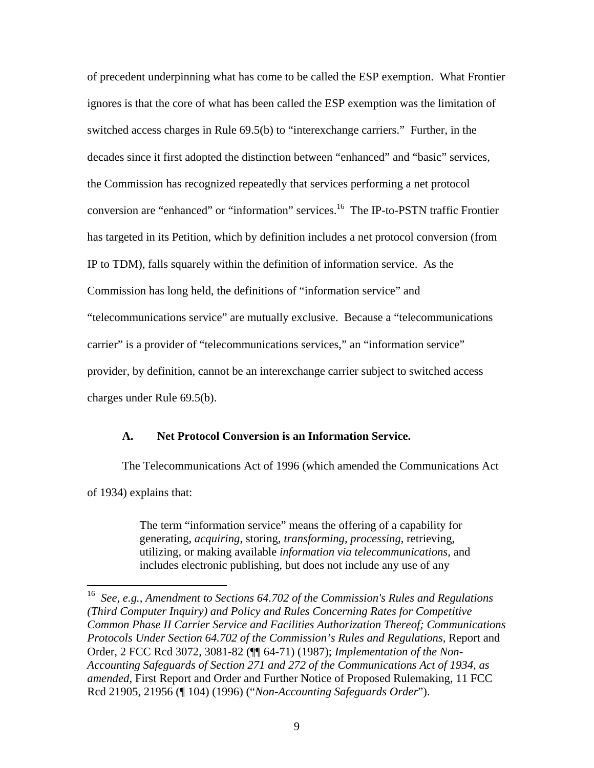of precedent underpinning what has come to be called the ESP exemption. What Frontier ignores is that the core of what has been called the ESP exemption was the limitation of switched access charges in Rule 69.5(b) to "interexchange carriers." Further, in the decades since it first adopted the distinction between "enhanced" and "basic" services, the Commission has recognized repeatedly that services performing a net protocol conversion are "enhanced" or "information" services.[16] The IP-to-PSTN traffic Frontier has targeted in its Petition, which by definition includes a net protocol conversion (from IP to TDM), falls squarely within the definition of information service. As the Commission has long held, the definitions of "information service" and "telecommunications service" are mutually exclusive. Because a "telecommunications carrier" is a provider of "telecommunications services," an "information service" provider, by definition, cannot be an interexchange carrier subject to switched access charges under Rule 69.5(b).

### A. Net Protocol Conversion is an Information Service.

The Telecommunications Act of 1996 (which amended the Communications Act of 1934) explains that:

> The term "information service" means the offering of a capability for generating, *acquiring*, storing, *transforming*, *processing*, retrieving, utilizing, or making available *information via telecommunications*, and includes electronic publishing, but does not include any use of any

---

[16] *See, e.g.*, *Amendment to Sections 64.702 of the Commission's Rules and Regulations (Third Computer Inquiry) and Policy and Rules Concerning Rates for Competitive Common Phase II Carrier Service and Facilities Authorization Thereof; Communications Protocols Under Section 64.702 of the Commission's Rules and Regulations*, Report and Order, 2 FCC Rcd 3072, 3081-82 (¶¶ 64-71) (1987); *Implementation of the Non-Accounting Safeguards of Section 271 and 272 of the Communications Act of 1934, as amended*, First Report and Order and Further Notice of Proposed Rulemaking, 11 FCC Rcd 21905, 21956 (¶ 104) (1996) ("*Non-Accounting Safeguards Order*").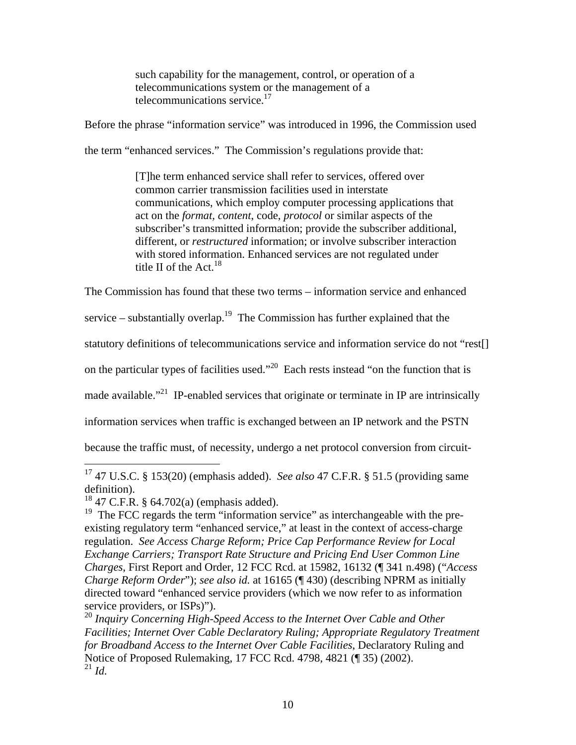> such capability for the management, control, or operation of a telecommunications system or the management of a telecommunications service.[17]

Before the phrase "information service" was introduced in 1996, the Commission used the term "enhanced services." The Commission's regulations provide that:

> [T]he term enhanced service shall refer to services, offered over common carrier transmission facilities used in interstate communications, which employ computer processing applications that act on the *format, content*, code, *protocol* or similar aspects of the subscriber's transmitted information; provide the subscriber additional, different, or *restructured* information; or involve subscriber interaction with stored information. Enhanced services are not regulated under title II of the Act.[18]

The Commission has found that these two terms – information service and enhanced service – substantially overlap.[19] The Commission has further explained that the statutory definitions of telecommunications service and information service do not "rest[] on the particular types of facilities used."[20] Each rests instead "on the function that is made available."[21] IP-enabled services that originate or terminate in IP are intrinsically information services when traffic is exchanged between an IP network and the PSTN because the traffic must, of necessity, undergo a net protocol conversion from circuit-

---

[17] 47 U.S.C. § 153(20) (emphasis added). *See also* 47 C.F.R. § 51.5 (providing same definition).

[18] 47 C.F.R. § 64.702(a) (emphasis added).

[19] The FCC regards the term "information service" as interchangeable with the pre-existing regulatory term "enhanced service," at least in the context of access-charge regulation. *See Access Charge Reform; Price Cap Performance Review for Local Exchange Carriers; Transport Rate Structure and Pricing End User Common Line Charges*, First Report and Order, 12 FCC Rcd. at 15982, 16132 (¶ 341 n.498) ("*Access Charge Reform Order*"); *see also id.* at 16165 (¶ 430) (describing NPRM as initially directed toward "enhanced service providers (which we now refer to as information service providers, or ISPs)").

[20] *Inquiry Concerning High-Speed Access to the Internet Over Cable and Other Facilities; Internet Over Cable Declaratory Ruling; Appropriate Regulatory Treatment for Broadband Access to the Internet Over Cable Facilities*, Declaratory Ruling and Notice of Proposed Rulemaking, 17 FCC Rcd. 4798, 4821 (¶ 35) (2002).

[21] *Id.*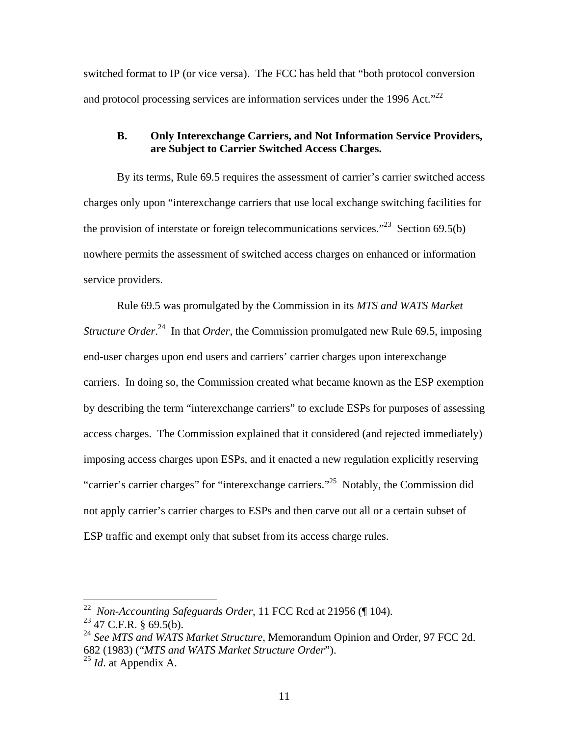switched format to IP (or vice versa). The FCC has held that "both protocol conversion and protocol processing services are information services under the 1996 Act."[22]

### B. Only Interexchange Carriers, and Not Information Service Providers, are Subject to Carrier Switched Access Charges.

By its terms, Rule 69.5 requires the assessment of carrier's carrier switched access charges only upon "interexchange carriers that use local exchange switching facilities for the provision of interstate or foreign telecommunications services."[23] Section 69.5(b) nowhere permits the assessment of switched access charges on enhanced or information service providers.

Rule 69.5 was promulgated by the Commission in its *MTS and WATS Market Structure Order*.[24] In that *Order*, the Commission promulgated new Rule 69.5, imposing end-user charges upon end users and carriers' carrier charges upon interexchange carriers. In doing so, the Commission created what became known as the ESP exemption by describing the term "interexchange carriers" to exclude ESPs for purposes of assessing access charges. The Commission explained that it considered (and rejected immediately) imposing access charges upon ESPs, and it enacted a new regulation explicitly reserving "carrier's carrier charges" for "interexchange carriers."[25] Notably, the Commission did not apply carrier's carrier charges to ESPs and then carve out all or a certain subset of ESP traffic and exempt only that subset from its access charge rules.

---

[22] *Non-Accounting Safeguards Order*, 11 FCC Rcd at 21956 (¶ 104).
[23] 47 C.F.R. § 69.5(b).
[24] *See MTS and WATS Market Structure*, Memorandum Opinion and Order, 97 FCC 2d. 682 (1983) ("*MTS and WATS Market Structure Order*").
[25] *Id*. at Appendix A.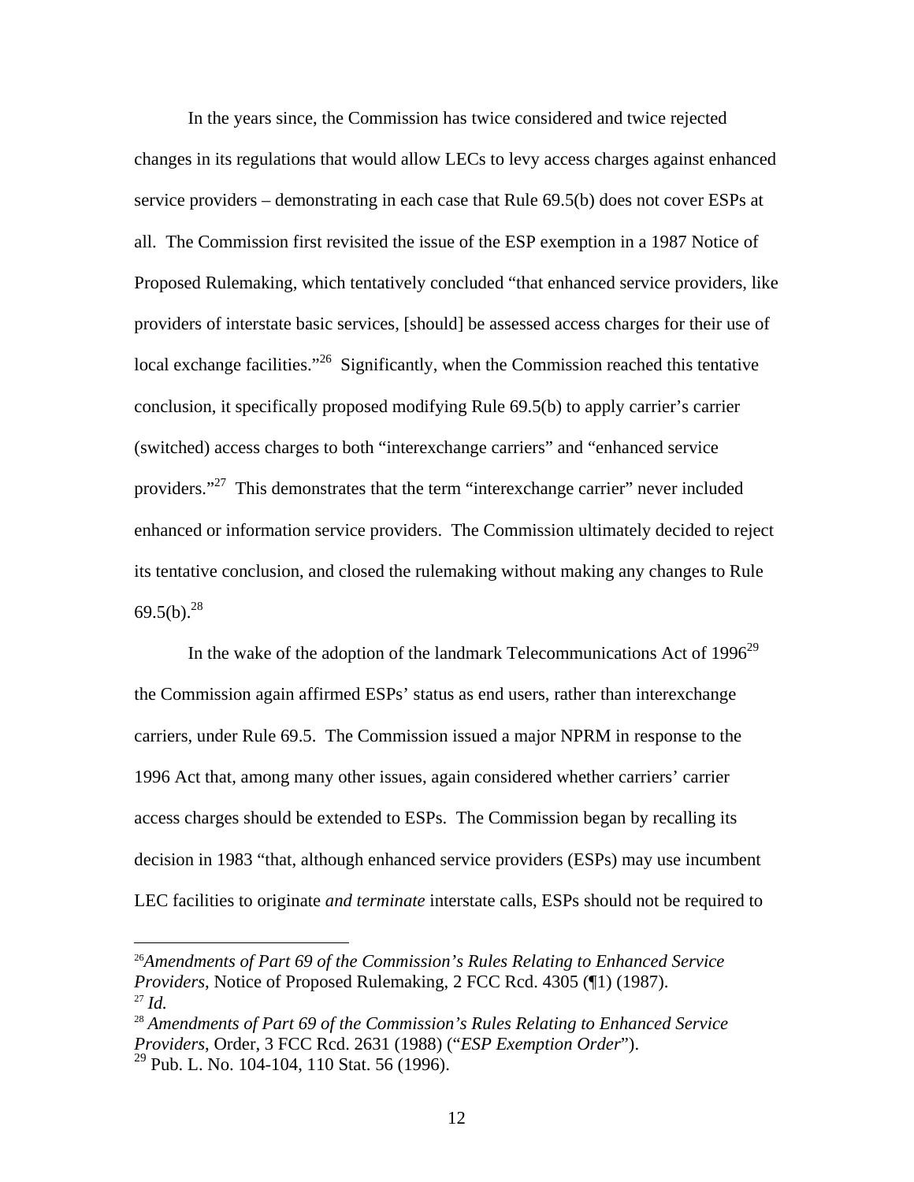In the years since, the Commission has twice considered and twice rejected changes in its regulations that would allow LECs to levy access charges against enhanced service providers – demonstrating in each case that Rule 69.5(b) does not cover ESPs at all. The Commission first revisited the issue of the ESP exemption in a 1987 Notice of Proposed Rulemaking, which tentatively concluded "that enhanced service providers, like providers of interstate basic services, [should] be assessed access charges for their use of local exchange facilities."[26] Significantly, when the Commission reached this tentative conclusion, it specifically proposed modifying Rule 69.5(b) to apply carrier's carrier (switched) access charges to both "interexchange carriers" and "enhanced service providers."[27] This demonstrates that the term "interexchange carrier" never included enhanced or information service providers. The Commission ultimately decided to reject its tentative conclusion, and closed the rulemaking without making any changes to Rule 69.5(b).[28]

In the wake of the adoption of the landmark Telecommunications Act of 1996[29] the Commission again affirmed ESPs' status as end users, rather than interexchange carriers, under Rule 69.5. The Commission issued a major NPRM in response to the 1996 Act that, among many other issues, again considered whether carriers' carrier access charges should be extended to ESPs. The Commission began by recalling its decision in 1983 "that, although enhanced service providers (ESPs) may use incumbent LEC facilities to originate *and terminate* interstate calls, ESPs should not be required to

---

[26] *Amendments of Part 69 of the Commission's Rules Relating to Enhanced Service Providers*, Notice of Proposed Rulemaking, 2 FCC Rcd. 4305 (¶1) (1987).

[27] *Id.*

[28] *Amendments of Part 69 of the Commission's Rules Relating to Enhanced Service Providers*, Order, 3 FCC Rcd. 2631 (1988) ("*ESP Exemption Order*").

[29] Pub. L. No. 104-104, 110 Stat. 56 (1996).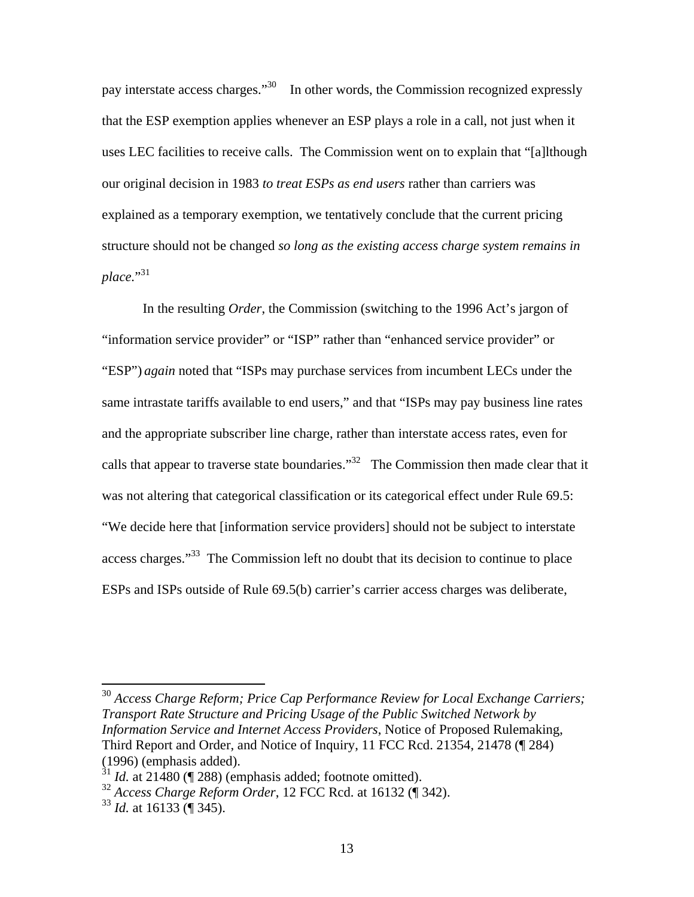pay interstate access charges."[30] In other words, the Commission recognized expressly that the ESP exemption applies whenever an ESP plays a role in a call, not just when it uses LEC facilities to receive calls. The Commission went on to explain that "[a]lthough our original decision in 1983 *to treat ESPs as end users* rather than carriers was explained as a temporary exemption, we tentatively conclude that the current pricing structure should not be changed *so long as the existing access charge system remains in place.*"[31]

In the resulting *Order*, the Commission (switching to the 1996 Act's jargon of "information service provider" or "ISP" rather than "enhanced service provider" or "ESP") *again* noted that "ISPs may purchase services from incumbent LECs under the same intrastate tariffs available to end users," and that "ISPs may pay business line rates and the appropriate subscriber line charge, rather than interstate access rates, even for calls that appear to traverse state boundaries."[32] The Commission then made clear that it was not altering that categorical classification or its categorical effect under Rule 69.5: "We decide here that [information service providers] should not be subject to interstate access charges."[33] The Commission left no doubt that its decision to continue to place ESPs and ISPs outside of Rule 69.5(b) carrier's carrier access charges was deliberate,

---

[30] *Access Charge Reform; Price Cap Performance Review for Local Exchange Carriers; Transport Rate Structure and Pricing Usage of the Public Switched Network by Information Service and Internet Access Providers*, Notice of Proposed Rulemaking, Third Report and Order, and Notice of Inquiry, 11 FCC Rcd. 21354, 21478 (¶ 284) (1996) (emphasis added).

[31] *Id.* at 21480 (¶ 288) (emphasis added; footnote omitted).

[32] *Access Charge Reform Order*, 12 FCC Rcd. at 16132 (¶ 342).

[33] *Id.* at 16133 (¶ 345).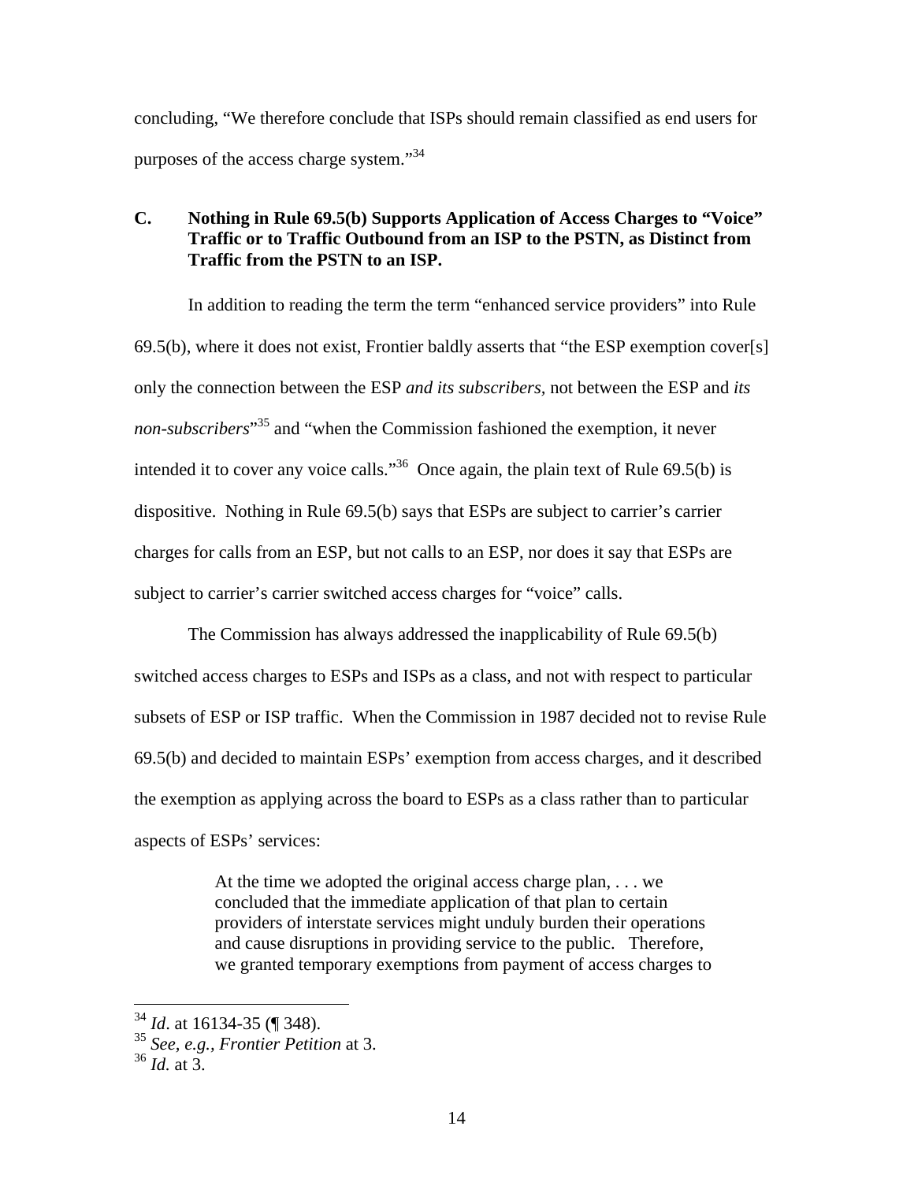concluding, "We therefore conclude that ISPs should remain classified as end users for purposes of the access charge system."[34]

### C. Nothing in Rule 69.5(b) Supports Application of Access Charges to "Voice" Traffic or to Traffic Outbound from an ISP to the PSTN, as Distinct from Traffic from the PSTN to an ISP.

In addition to reading the term the term "enhanced service providers" into Rule 69.5(b), where it does not exist, Frontier baldly asserts that "the ESP exemption cover[s] only the connection between the ESP *and its subscribers,* not between the ESP and *its non-subscribers*"[35] and "when the Commission fashioned the exemption, it never intended it to cover any voice calls."[36] Once again, the plain text of Rule 69.5(b) is dispositive. Nothing in Rule 69.5(b) says that ESPs are subject to carrier's carrier charges for calls from an ESP, but not calls to an ESP, nor does it say that ESPs are subject to carrier's carrier switched access charges for "voice" calls.

The Commission has always addressed the inapplicability of Rule 69.5(b) switched access charges to ESPs and ISPs as a class, and not with respect to particular subsets of ESP or ISP traffic. When the Commission in 1987 decided not to revise Rule 69.5(b) and decided to maintain ESPs' exemption from access charges, and it described the exemption as applying across the board to ESPs as a class rather than to particular aspects of ESPs' services:

> At the time we adopted the original access charge plan, . . . we concluded that the immediate application of that plan to certain providers of interstate services might unduly burden their operations and cause disruptions in providing service to the public. Therefore, we granted temporary exemptions from payment of access charges to

---

[34] *Id*. at 16134-35 (¶ 348).
[35] *See, e.g., Frontier Petition* at 3.
[36] *Id.* at 3.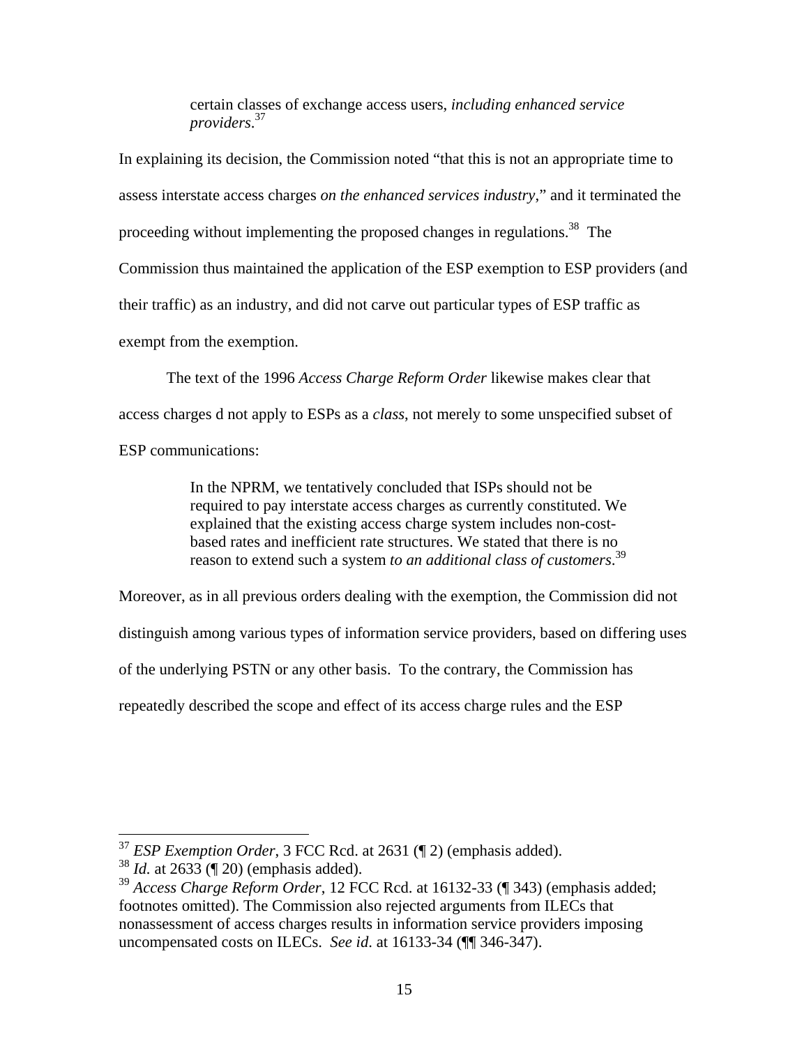> certain classes of exchange access users, *including enhanced service providers*.[37]

In explaining its decision, the Commission noted "that this is not an appropriate time to assess interstate access charges *on the enhanced services industry*," and it terminated the proceeding without implementing the proposed changes in regulations.[38] The Commission thus maintained the application of the ESP exemption to ESP providers (and their traffic) as an industry, and did not carve out particular types of ESP traffic as exempt from the exemption.

The text of the 1996 *Access Charge Reform Order* likewise makes clear that access charges d not apply to ESPs as a *class*, not merely to some unspecified subset of ESP communications:

> In the NPRM, we tentatively concluded that ISPs should not be required to pay interstate access charges as currently constituted. We explained that the existing access charge system includes non-cost-based rates and inefficient rate structures. We stated that there is no reason to extend such a system *to an additional class of customers*.[39]

Moreover, as in all previous orders dealing with the exemption, the Commission did not distinguish among various types of information service providers, based on differing uses of the underlying PSTN or any other basis. To the contrary, the Commission has repeatedly described the scope and effect of its access charge rules and the ESP

---

[37] *ESP Exemption Order*, 3 FCC Rcd. at 2631 (¶ 2) (emphasis added).

[38] *Id.* at 2633 (¶ 20) (emphasis added).

[39] *Access Charge Reform Order*, 12 FCC Rcd. at 16132-33 (¶ 343) (emphasis added; footnotes omitted). The Commission also rejected arguments from ILECs that nonassessment of access charges results in information service providers imposing uncompensated costs on ILECs. *See id*. at 16133-34 (¶¶ 346-347).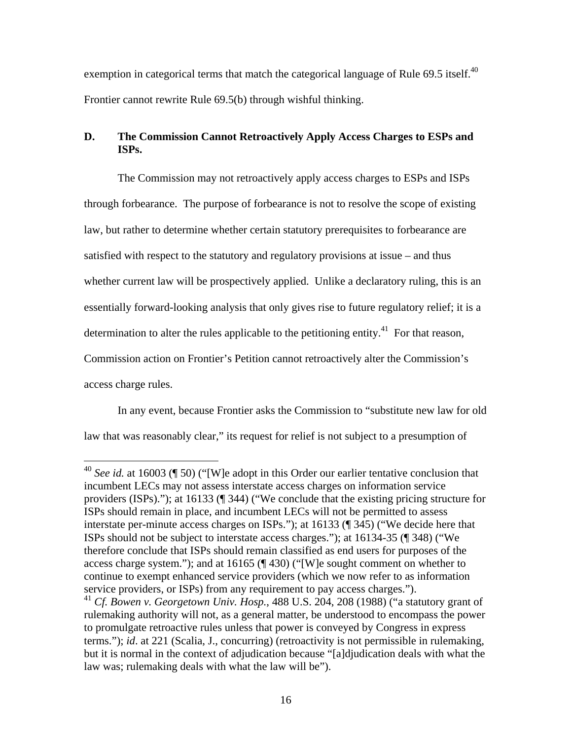exemption in categorical terms that match the categorical language of Rule 69.5 itself.[40] Frontier cannot rewrite Rule 69.5(b) through wishful thinking.

### D. The Commission Cannot Retroactively Apply Access Charges to ESPs and ISPs.

The Commission may not retroactively apply access charges to ESPs and ISPs through forbearance. The purpose of forbearance is not to resolve the scope of existing law, but rather to determine whether certain statutory prerequisites to forbearance are satisfied with respect to the statutory and regulatory provisions at issue – and thus whether current law will be prospectively applied. Unlike a declaratory ruling, this is an essentially forward-looking analysis that only gives rise to future regulatory relief; it is a determination to alter the rules applicable to the petitioning entity.[41] For that reason, Commission action on Frontier's Petition cannot retroactively alter the Commission's access charge rules.

In any event, because Frontier asks the Commission to "substitute new law for old law that was reasonably clear," its request for relief is not subject to a presumption of

---

[40] *See id.* at 16003 (¶ 50) ("[W]e adopt in this Order our earlier tentative conclusion that incumbent LECs may not assess interstate access charges on information service providers (ISPs)."); at 16133 (¶ 344) ("We conclude that the existing pricing structure for ISPs should remain in place, and incumbent LECs will not be permitted to assess interstate per-minute access charges on ISPs."); at 16133 (¶ 345) ("We decide here that ISPs should not be subject to interstate access charges."); at 16134-35 (¶ 348) ("We therefore conclude that ISPs should remain classified as end users for purposes of the access charge system."); and at 16165 (¶ 430) ("[W]e sought comment on whether to continue to exempt enhanced service providers (which we now refer to as information service providers, or ISPs) from any requirement to pay access charges.").

[41] *Cf. Bowen v. Georgetown Univ. Hosp.*, 488 U.S. 204, 208 (1988) ("a statutory grant of rulemaking authority will not, as a general matter, be understood to encompass the power to promulgate retroactive rules unless that power is conveyed by Congress in express terms."); *id*. at 221 (Scalia, J., concurring) (retroactivity is not permissible in rulemaking, but it is normal in the context of adjudication because "[a]djudication deals with what the law was; rulemaking deals with what the law will be").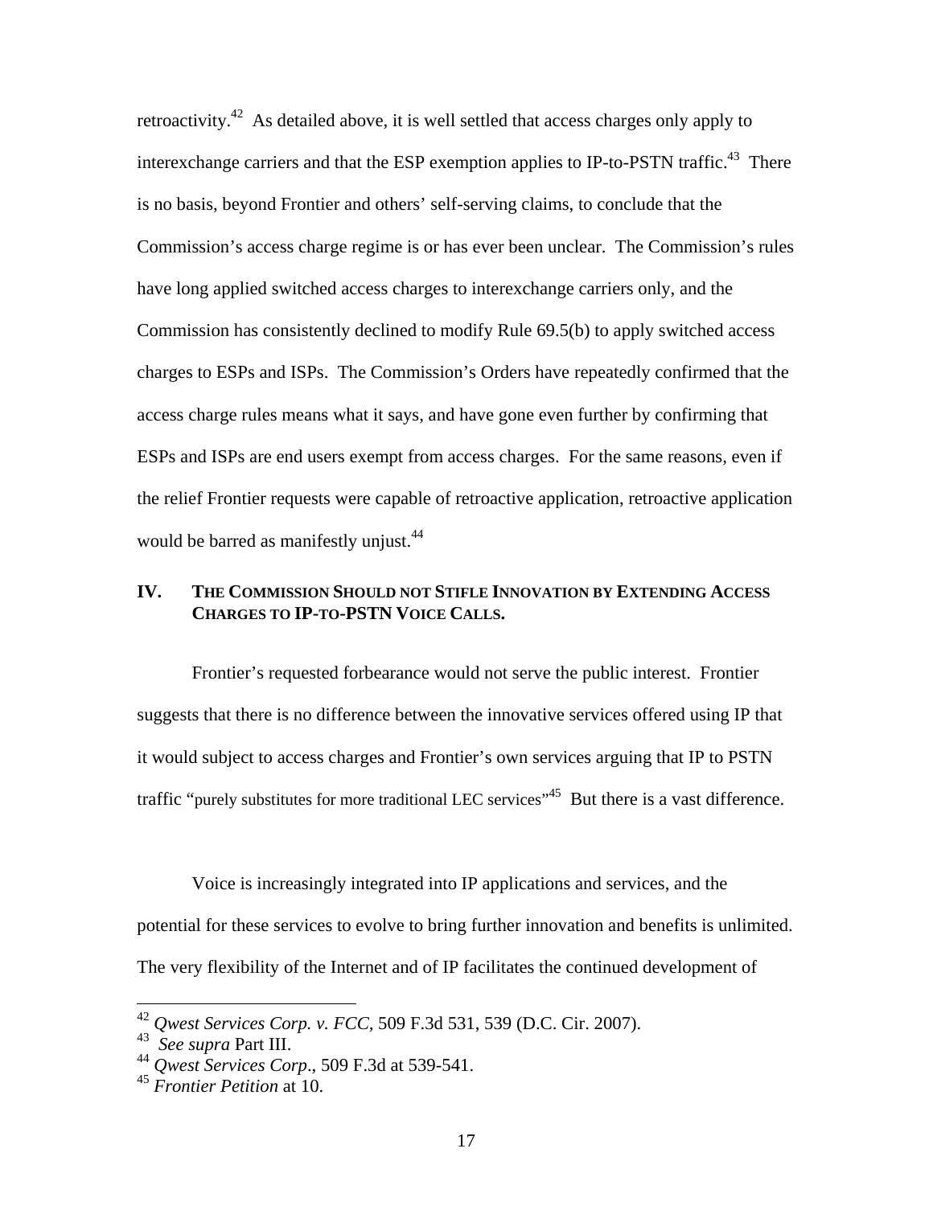retroactivity.[42] As detailed above, it is well settled that access charges only apply to interexchange carriers and that the ESP exemption applies to IP-to-PSTN traffic.[43] There is no basis, beyond Frontier and others' self-serving claims, to conclude that the Commission's access charge regime is or has ever been unclear. The Commission's rules have long applied switched access charges to interexchange carriers only, and the Commission has consistently declined to modify Rule 69.5(b) to apply switched access charges to ESPs and ISPs. The Commission's Orders have repeatedly confirmed that the access charge rules means what it says, and have gone even further by confirming that ESPs and ISPs are end users exempt from access charges. For the same reasons, even if the relief Frontier requests were capable of retroactive application, retroactive application would be barred as manifestly unjust.[44]

## IV. THE COMMISSION SHOULD NOT STIFLE INNOVATION BY EXTENDING ACCESS CHARGES TO IP-TO-PSTN VOICE CALLS.

Frontier's requested forbearance would not serve the public interest. Frontier suggests that there is no difference between the innovative services offered using IP that it would subject to access charges and Frontier's own services arguing that IP to PSTN traffic "purely substitutes for more traditional LEC services"[45] But there is a vast difference.

Voice is increasingly integrated into IP applications and services, and the potential for these services to evolve to bring further innovation and benefits is unlimited. The very flexibility of the Internet and of IP facilitates the continued development of

---

[42] *Qwest Services Corp. v. FCC*, 509 F.3d 531, 539 (D.C. Cir. 2007).

[43] *See supra* Part III.

[44] *Qwest Services Corp*., 509 F.3d at 539-541.

[45] *Frontier Petition* at 10.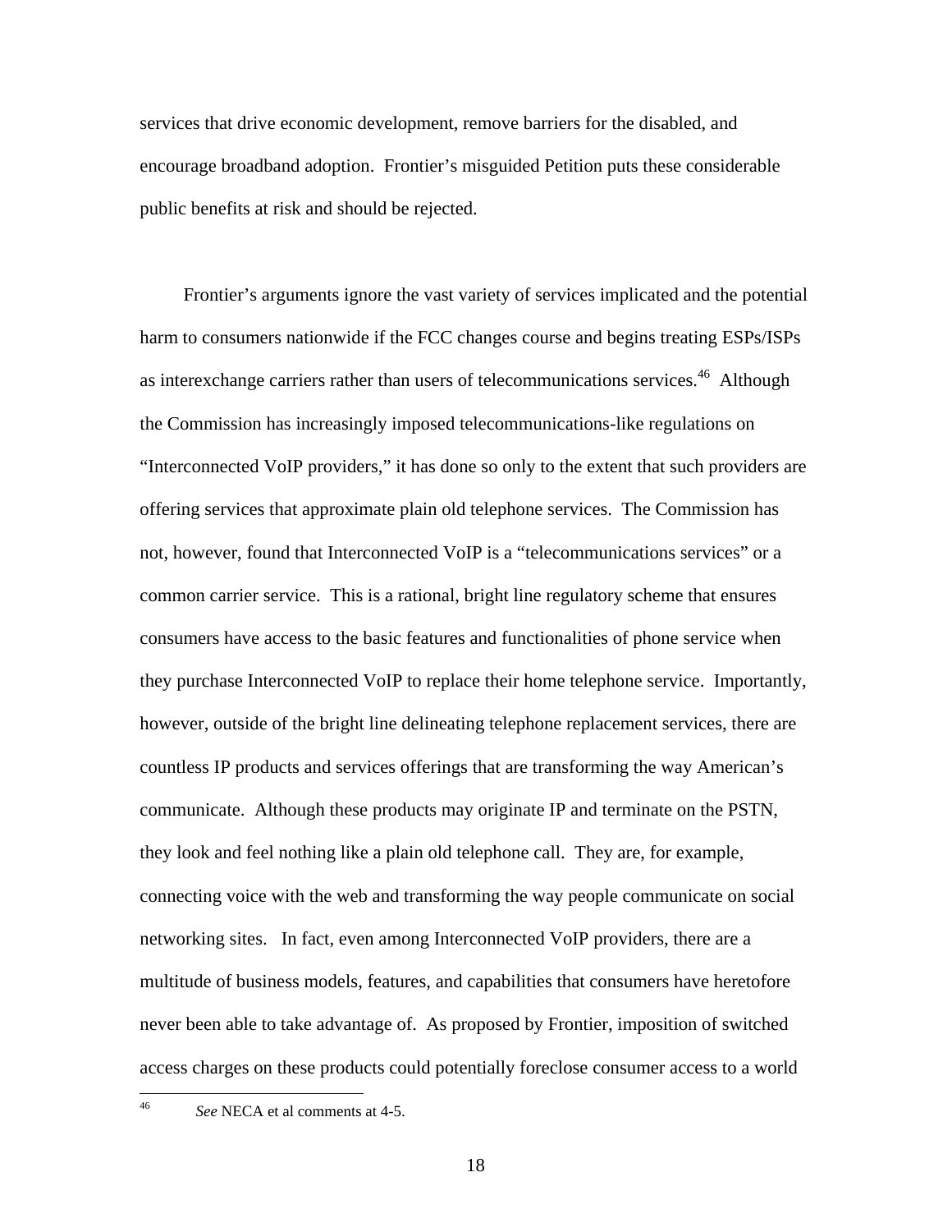services that drive economic development, remove barriers for the disabled, and encourage broadband adoption. Frontier's misguided Petition puts these considerable public benefits at risk and should be rejected.

Frontier's arguments ignore the vast variety of services implicated and the potential harm to consumers nationwide if the FCC changes course and begins treating ESPs/ISPs as interexchange carriers rather than users of telecommunications services.[46] Although the Commission has increasingly imposed telecommunications-like regulations on "Interconnected VoIP providers," it has done so only to the extent that such providers are offering services that approximate plain old telephone services. The Commission has not, however, found that Interconnected VoIP is a "telecommunications services" or a common carrier service. This is a rational, bright line regulatory scheme that ensures consumers have access to the basic features and functionalities of phone service when they purchase Interconnected VoIP to replace their home telephone service. Importantly, however, outside of the bright line delineating telephone replacement services, there are countless IP products and services offerings that are transforming the way American's communicate. Although these products may originate IP and terminate on the PSTN, they look and feel nothing like a plain old telephone call. They are, for example, connecting voice with the web and transforming the way people communicate on social networking sites. In fact, even among Interconnected VoIP providers, there are a multitude of business models, features, and capabilities that consumers have heretofore never been able to take advantage of. As proposed by Frontier, imposition of switched access charges on these products could potentially foreclose consumer access to a world

---

[46] *See* NECA et al comments at 4-5.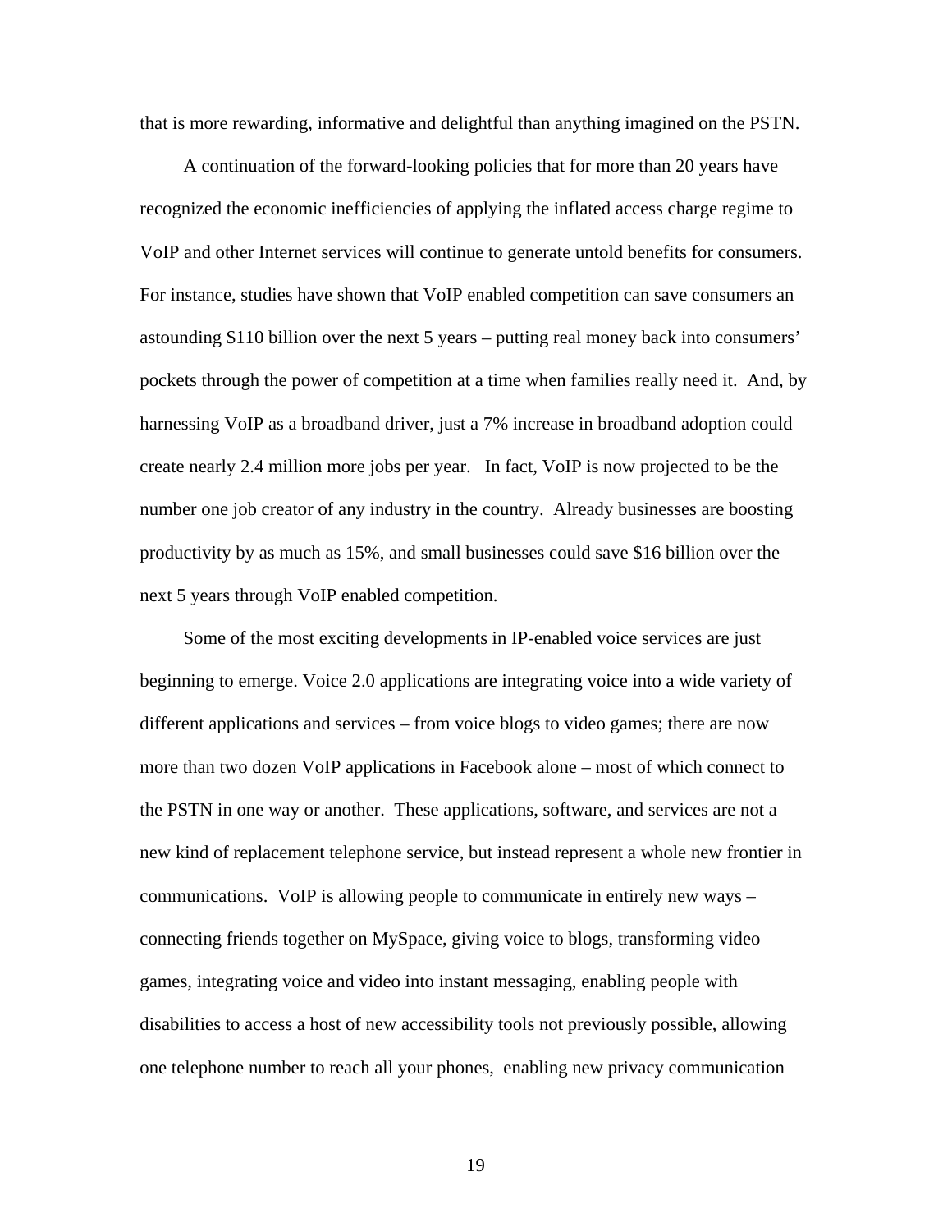that is more rewarding, informative and delightful than anything imagined on the PSTN.

A continuation of the forward-looking policies that for more than 20 years have recognized the economic inefficiencies of applying the inflated access charge regime to VoIP and other Internet services will continue to generate untold benefits for consumers. For instance, studies have shown that VoIP enabled competition can save consumers an astounding $110 billion over the next 5 years – putting real money back into consumers' pockets through the power of competition at a time when families really need it. And, by harnessing VoIP as a broadband driver, just a 7% increase in broadband adoption could create nearly 2.4 million more jobs per year. In fact, VoIP is now projected to be the number one job creator of any industry in the country. Already businesses are boosting productivity by as much as 15%, and small businesses could save $16 billion over the next 5 years through VoIP enabled competition.

Some of the most exciting developments in IP-enabled voice services are just beginning to emerge. Voice 2.0 applications are integrating voice into a wide variety of different applications and services – from voice blogs to video games; there are now more than two dozen VoIP applications in Facebook alone – most of which connect to the PSTN in one way or another. These applications, software, and services are not a new kind of replacement telephone service, but instead represent a whole new frontier in communications. VoIP is allowing people to communicate in entirely new ways – connecting friends together on MySpace, giving voice to blogs, transforming video games, integrating voice and video into instant messaging, enabling people with disabilities to access a host of new accessibility tools not previously possible, allowing one telephone number to reach all your phones, enabling new privacy communication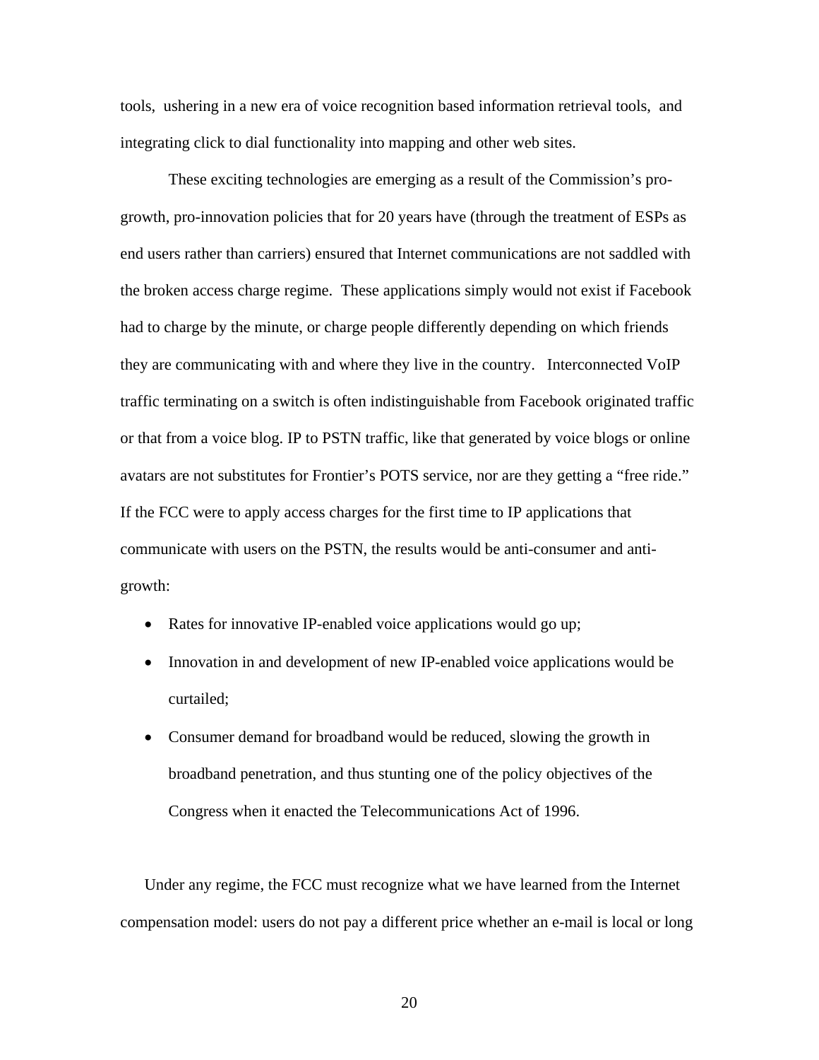tools, ushering in a new era of voice recognition based information retrieval tools, and integrating click to dial functionality into mapping and other web sites.

These exciting technologies are emerging as a result of the Commission's pro-growth, pro-innovation policies that for 20 years have (through the treatment of ESPs as end users rather than carriers) ensured that Internet communications are not saddled with the broken access charge regime. These applications simply would not exist if Facebook had to charge by the minute, or charge people differently depending on which friends they are communicating with and where they live in the country. Interconnected VoIP traffic terminating on a switch is often indistinguishable from Facebook originated traffic or that from a voice blog. IP to PSTN traffic, like that generated by voice blogs or online avatars are not substitutes for Frontier's POTS service, nor are they getting a "free ride." If the FCC were to apply access charges for the first time to IP applications that communicate with users on the PSTN, the results would be anti-consumer and anti-growth:

- Rates for innovative IP-enabled voice applications would go up;
- Innovation in and development of new IP-enabled voice applications would be curtailed;
- Consumer demand for broadband would be reduced, slowing the growth in broadband penetration, and thus stunting one of the policy objectives of the Congress when it enacted the Telecommunications Act of 1996.

Under any regime, the FCC must recognize what we have learned from the Internet compensation model: users do not pay a different price whether an e-mail is local or long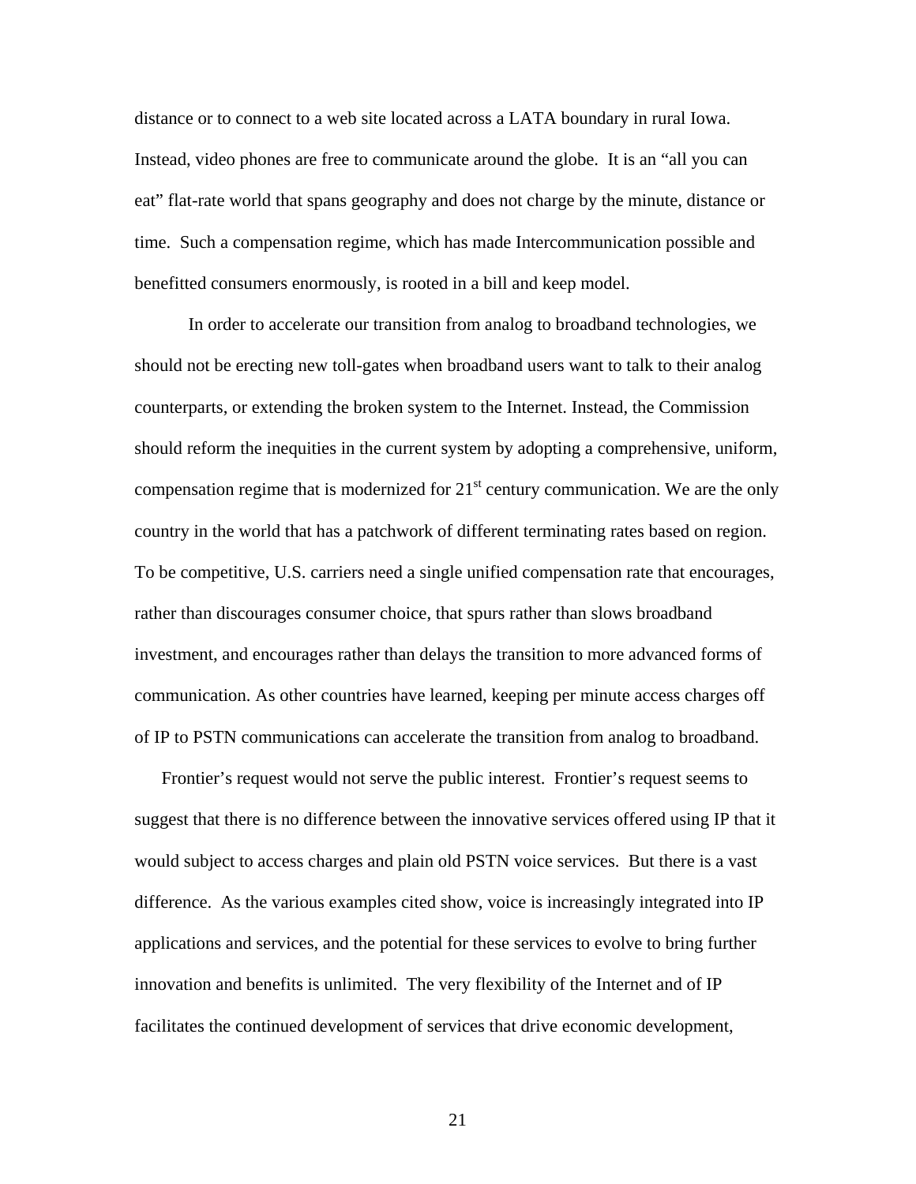distance or to connect to a web site located across a LATA boundary in rural Iowa. Instead, video phones are free to communicate around the globe. It is an "all you can eat" flat-rate world that spans geography and does not charge by the minute, distance or time. Such a compensation regime, which has made Intercommunication possible and benefitted consumers enormously, is rooted in a bill and keep model.

In order to accelerate our transition from analog to broadband technologies, we should not be erecting new toll-gates when broadband users want to talk to their analog counterparts, or extending the broken system to the Internet. Instead, the Commission should reform the inequities in the current system by adopting a comprehensive, uniform, compensation regime that is modernized for 21st century communication. We are the only country in the world that has a patchwork of different terminating rates based on region. To be competitive, U.S. carriers need a single unified compensation rate that encourages, rather than discourages consumer choice, that spurs rather than slows broadband investment, and encourages rather than delays the transition to more advanced forms of communication. As other countries have learned, keeping per minute access charges off of IP to PSTN communications can accelerate the transition from analog to broadband.

Frontier's request would not serve the public interest. Frontier's request seems to suggest that there is no difference between the innovative services offered using IP that it would subject to access charges and plain old PSTN voice services. But there is a vast difference. As the various examples cited show, voice is increasingly integrated into IP applications and services, and the potential for these services to evolve to bring further innovation and benefits is unlimited. The very flexibility of the Internet and of IP facilitates the continued development of services that drive economic development,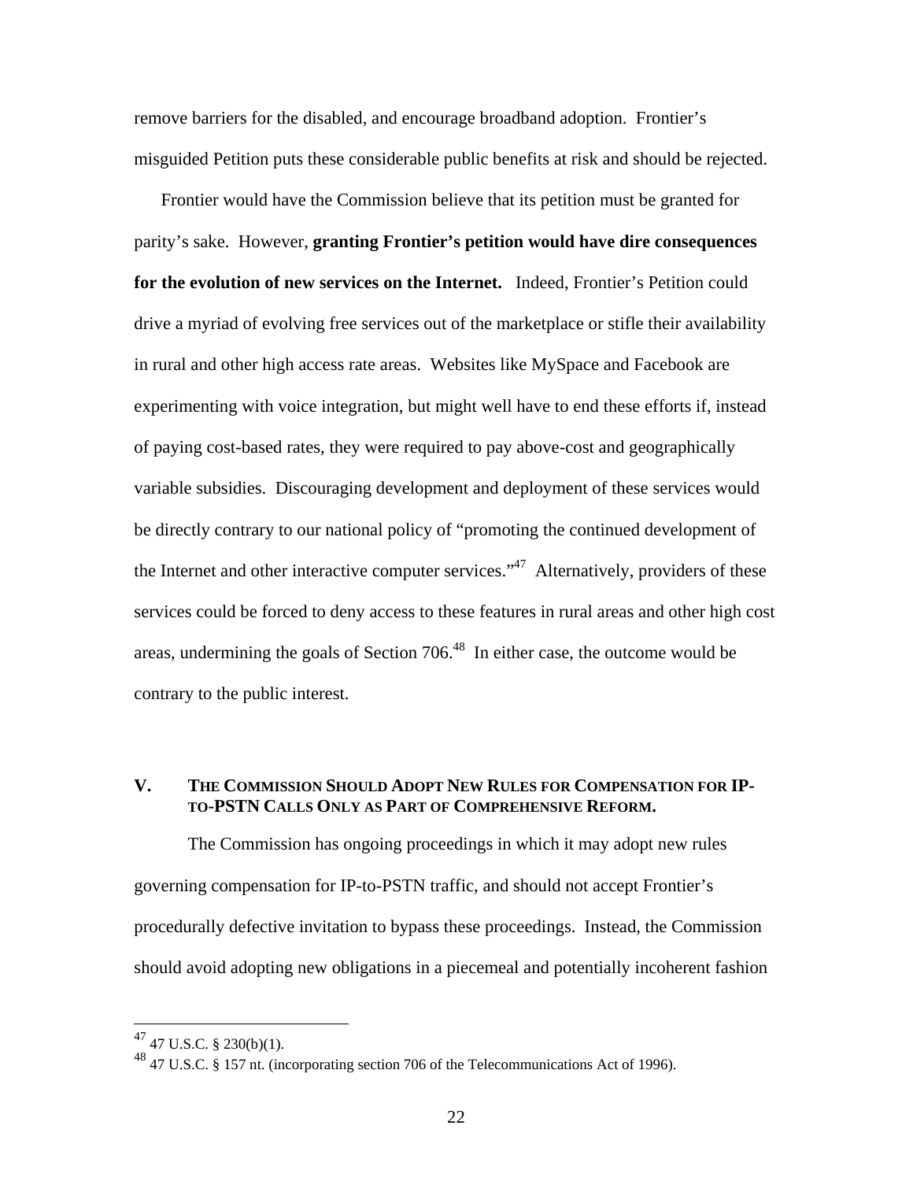remove barriers for the disabled, and encourage broadband adoption. Frontier's misguided Petition puts these considerable public benefits at risk and should be rejected.

Frontier would have the Commission believe that its petition must be granted for parity's sake. However, **granting Frontier's petition would have dire consequences for the evolution of new services on the Internet.** Indeed, Frontier's Petition could drive a myriad of evolving free services out of the marketplace or stifle their availability in rural and other high access rate areas. Websites like MySpace and Facebook are experimenting with voice integration, but might well have to end these efforts if, instead of paying cost-based rates, they were required to pay above-cost and geographically variable subsidies. Discouraging development and deployment of these services would be directly contrary to our national policy of "promoting the continued development of the Internet and other interactive computer services."[47] Alternatively, providers of these services could be forced to deny access to these features in rural areas and other high cost areas, undermining the goals of Section 706.[48] In either case, the outcome would be contrary to the public interest.

## V. THE COMMISSION SHOULD ADOPT NEW RULES FOR COMPENSATION FOR IP-TO-PSTN CALLS ONLY AS PART OF COMPREHENSIVE REFORM.

The Commission has ongoing proceedings in which it may adopt new rules governing compensation for IP-to-PSTN traffic, and should not accept Frontier's procedurally defective invitation to bypass these proceedings. Instead, the Commission should avoid adopting new obligations in a piecemeal and potentially incoherent fashion

---

[47] 47 U.S.C. § 230(b)(1).

[48] 47 U.S.C. § 157 nt. (incorporating section 706 of the Telecommunications Act of 1996).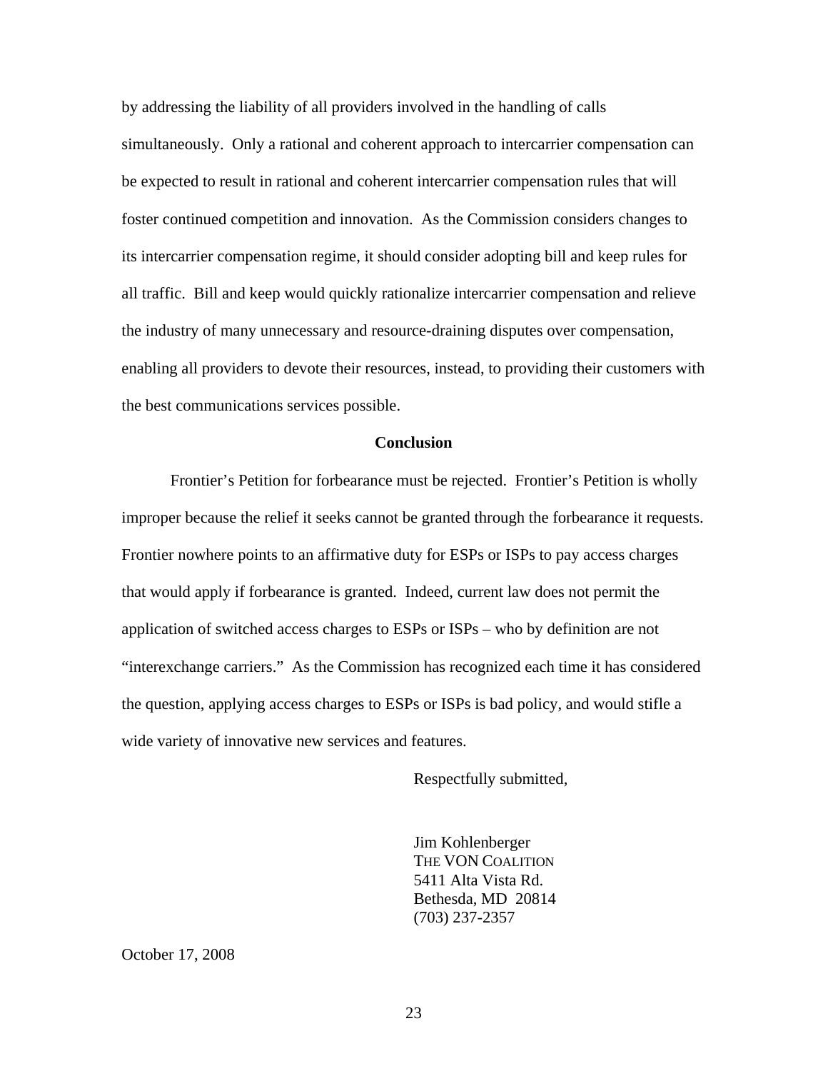by addressing the liability of all providers involved in the handling of calls simultaneously. Only a rational and coherent approach to intercarrier compensation can be expected to result in rational and coherent intercarrier compensation rules that will foster continued competition and innovation. As the Commission considers changes to its intercarrier compensation regime, it should consider adopting bill and keep rules for all traffic. Bill and keep would quickly rationalize intercarrier compensation and relieve the industry of many unnecessary and resource-draining disputes over compensation, enabling all providers to devote their resources, instead, to providing their customers with the best communications services possible.

## Conclusion

Frontier's Petition for forbearance must be rejected. Frontier's Petition is wholly improper because the relief it seeks cannot be granted through the forbearance it requests. Frontier nowhere points to an affirmative duty for ESPs or ISPs to pay access charges that would apply if forbearance is granted. Indeed, current law does not permit the application of switched access charges to ESPs or ISPs – who by definition are not "interexchange carriers." As the Commission has recognized each time it has considered the question, applying access charges to ESPs or ISPs is bad policy, and would stifle a wide variety of innovative new services and features.

Respectfully submitted,

Jim Kohlenberger
THE VON COALITION
5411 Alta Vista Rd.
Bethesda, MD 20814
(703) 237-2357

October 17, 2008